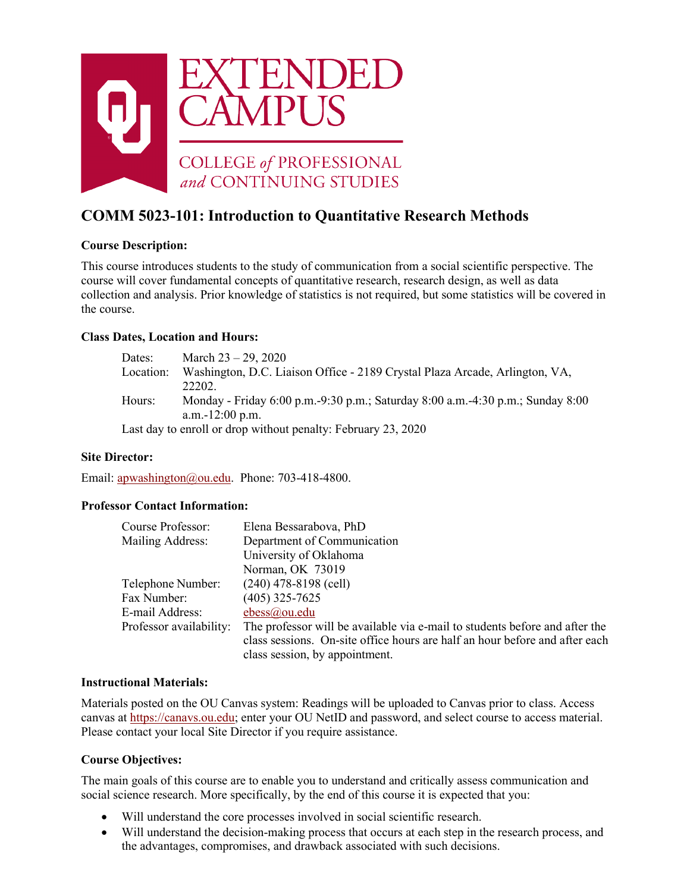EXTENDED CAMPUS

COLLEGE *of* PROFESSIONAL *and* CONTINUING STUDIES

# COMM 5023-101: Introduction to Quantitative Research Methods

**Course Description:**

This course introduces students to the study of communication from a social scientific perspective. The course will cover fundamental concepts of quantitative research, research design, as well as data collection and analysis. Prior knowledge of statistics is not required, but some statistics will be covered in the course.

**Class Dates, Location and Hours:**

Dates: March 23 – 29, 2020
Location: Washington, D.C. Liaison Office - 2189 Crystal Plaza Arcade, Arlington, VA, 22202.
Hours: Monday - Friday 6:00 p.m.-9:30 p.m.; Saturday 8:00 a.m.-4:30 p.m.; Sunday 8:00 a.m.-12:00 p.m.
Last day to enroll or drop without penalty: February 23, 2020

**Site Director:**

Email: apwashington@ou.edu. Phone: 703-418-4800.

**Professor Contact Information:**

Course Professor: Elena Bessarabova, PhD
Mailing Address: Department of Communication
University of Oklahoma
Norman, OK 73019
Telephone Number: (240) 478-8198 (cell)
Fax Number: (405) 325-7625
E-mail Address: ebess@ou.edu
Professor availability: The professor will be available via e-mail to students before and after the class sessions. On-site office hours are half an hour before and after each class session, by appointment.

**Instructional Materials:**

Materials posted on the OU Canvas system: Readings will be uploaded to Canvas prior to class. Access canvas at https://canavs.ou.edu; enter your OU NetID and password, and select course to access material. Please contact your local Site Director if you require assistance.

**Course Objectives:**

The main goals of this course are to enable you to understand and critically assess communication and social science research. More specifically, by the end of this course it is expected that you:

- Will understand the core processes involved in social scientific research.
- Will understand the decision-making process that occurs at each step in the research process, and the advantages, compromises, and drawback associated with such decisions.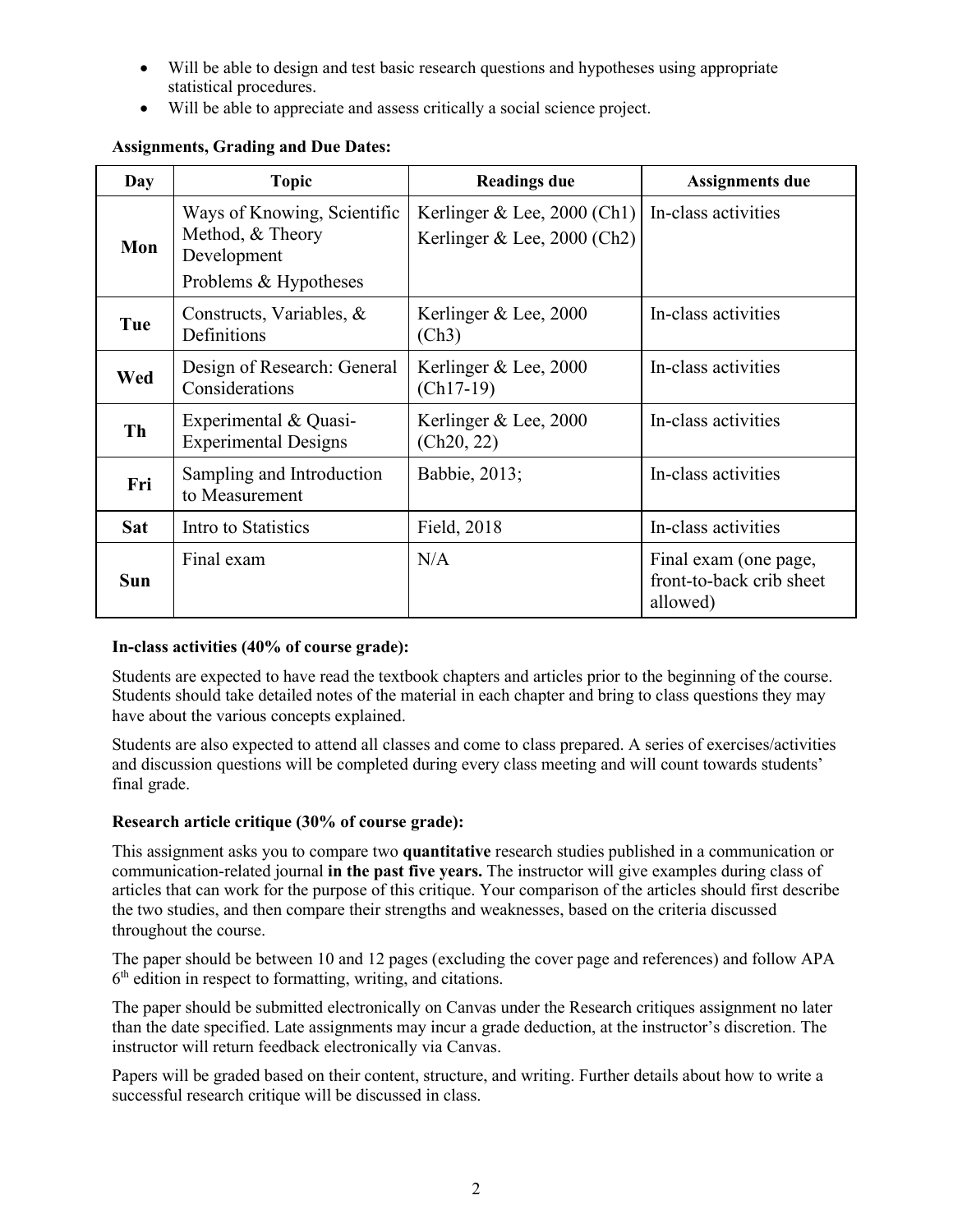- Will be able to design and test basic research questions and hypotheses using appropriate statistical procedures.
- Will be able to appreciate and assess critically a social science project.

**Assignments, Grading and Due Dates:**

| Day | Topic | Readings due | Assignments due |
|---|---|---|---|
| **Mon** | Ways of Knowing, Scientific Method, & Theory Development<br>Problems & Hypotheses | Kerlinger & Lee, 2000 (Ch1)<br>Kerlinger & Lee, 2000 (Ch2) | In-class activities |
| **Tue** | Constructs, Variables, & Definitions | Kerlinger & Lee, 2000 (Ch3) | In-class activities |
| **Wed** | Design of Research: General Considerations | Kerlinger & Lee, 2000 (Ch17-19) | In-class activities |
| **Th** | Experimental & Quasi-Experimental Designs | Kerlinger & Lee, 2000 (Ch20, 22) | In-class activities |
| **Fri** | Sampling and Introduction to Measurement | Babbie, 2013; | In-class activities |
| **Sat** | Intro to Statistics | Field, 2018 | In-class activities |
| **Sun** | Final exam | N/A | Final exam (one page, front-to-back crib sheet allowed) |

**In-class activities (40% of course grade):**

Students are expected to have read the textbook chapters and articles prior to the beginning of the course. Students should take detailed notes of the material in each chapter and bring to class questions they may have about the various concepts explained.

Students are also expected to attend all classes and come to class prepared. A series of exercises/activities and discussion questions will be completed during every class meeting and will count towards students' final grade.

**Research article critique (30% of course grade):**

This assignment asks you to compare two **quantitative** research studies published in a communication or communication-related journal **in the past five years.** The instructor will give examples during class of articles that can work for the purpose of this critique. Your comparison of the articles should first describe the two studies, and then compare their strengths and weaknesses, based on the criteria discussed throughout the course.

The paper should be between 10 and 12 pages (excluding the cover page and references) and follow APA 6th edition in respect to formatting, writing, and citations.

The paper should be submitted electronically on Canvas under the Research critiques assignment no later than the date specified. Late assignments may incur a grade deduction, at the instructor's discretion. The instructor will return feedback electronically via Canvas.

Papers will be graded based on their content, structure, and writing. Further details about how to write a successful research critique will be discussed in class.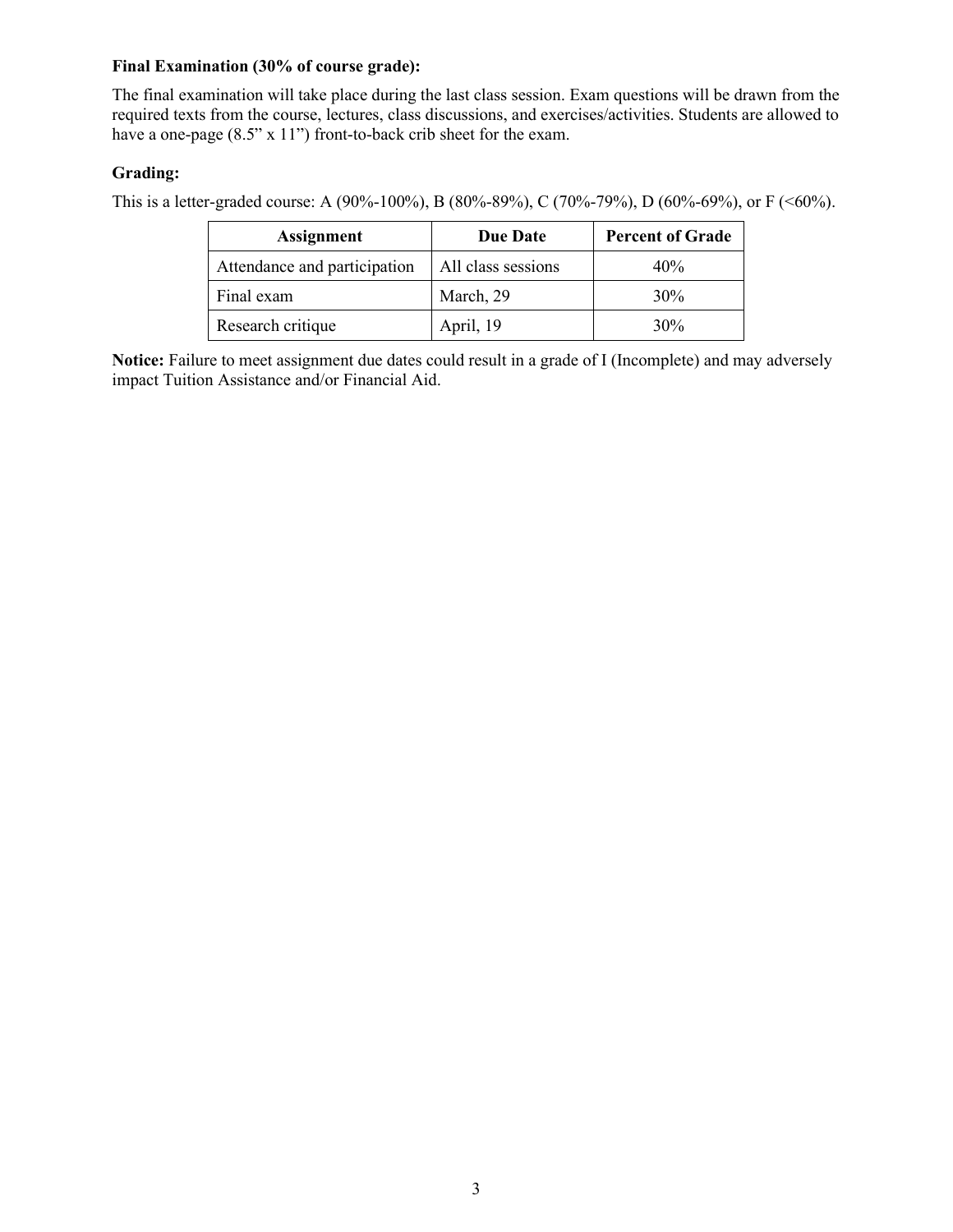**Final Examination (30% of course grade):**

The final examination will take place during the last class session. Exam questions will be drawn from the required texts from the course, lectures, class discussions, and exercises/activities. Students are allowed to have a one-page (8.5" x 11") front-to-back crib sheet for the exam.

**Grading:**

This is a letter-graded course: A (90%-100%), B (80%-89%), C (70%-79%), D (60%-69%), or F (<60%).

| Assignment | Due Date | Percent of Grade |
| --- | --- | --- |
| Attendance and participation | All class sessions | 40% |
| Final exam | March, 29 | 30% |
| Research critique | April, 19 | 30% |

**Notice:** Failure to meet assignment due dates could result in a grade of I (Incomplete) and may adversely impact Tuition Assistance and/or Financial Aid.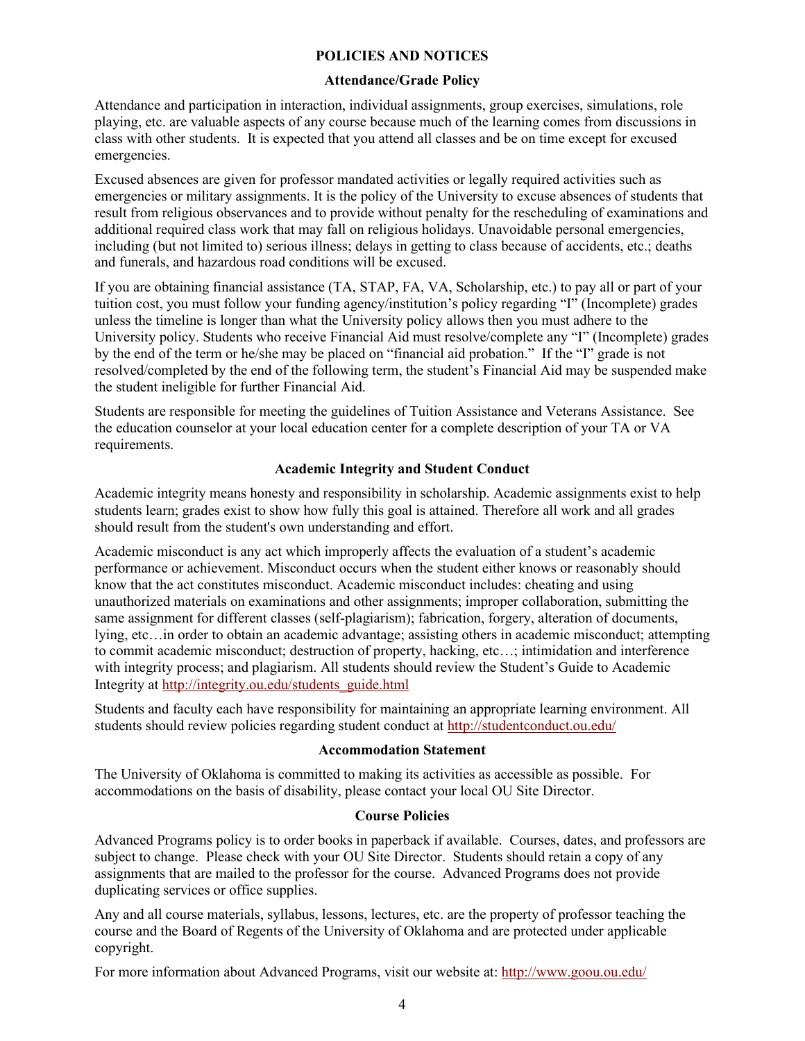## POLICIES AND NOTICES

### Attendance/Grade Policy

Attendance and participation in interaction, individual assignments, group exercises, simulations, role playing, etc. are valuable aspects of any course because much of the learning comes from discussions in class with other students. It is expected that you attend all classes and be on time except for excused emergencies.

Excused absences are given for professor mandated activities or legally required activities such as emergencies or military assignments. It is the policy of the University to excuse absences of students that result from religious observances and to provide without penalty for the rescheduling of examinations and additional required class work that may fall on religious holidays. Unavoidable personal emergencies, including (but not limited to) serious illness; delays in getting to class because of accidents, etc.; deaths and funerals, and hazardous road conditions will be excused.

If you are obtaining financial assistance (TA, STAP, FA, VA, Scholarship, etc.) to pay all or part of your tuition cost, you must follow your funding agency/institution's policy regarding "I" (Incomplete) grades unless the timeline is longer than what the University policy allows then you must adhere to the University policy. Students who receive Financial Aid must resolve/complete any "I" (Incomplete) grades by the end of the term or he/she may be placed on "financial aid probation." If the "I" grade is not resolved/completed by the end of the following term, the student's Financial Aid may be suspended make the student ineligible for further Financial Aid.

Students are responsible for meeting the guidelines of Tuition Assistance and Veterans Assistance. See the education counselor at your local education center for a complete description of your TA or VA requirements.

### Academic Integrity and Student Conduct

Academic integrity means honesty and responsibility in scholarship. Academic assignments exist to help students learn; grades exist to show how fully this goal is attained. Therefore all work and all grades should result from the student's own understanding and effort.

Academic misconduct is any act which improperly affects the evaluation of a student's academic performance or achievement. Misconduct occurs when the student either knows or reasonably should know that the act constitutes misconduct. Academic misconduct includes: cheating and using unauthorized materials on examinations and other assignments; improper collaboration, submitting the same assignment for different classes (self-plagiarism); fabrication, forgery, alteration of documents, lying, etc…in order to obtain an academic advantage; assisting others in academic misconduct; attempting to commit academic misconduct; destruction of property, hacking, etc…; intimidation and interference with integrity process; and plagiarism. All students should review the Student's Guide to Academic Integrity at http://integrity.ou.edu/students_guide.html

Students and faculty each have responsibility for maintaining an appropriate learning environment. All students should review policies regarding student conduct at http://studentconduct.ou.edu/

### Accommodation Statement

The University of Oklahoma is committed to making its activities as accessible as possible. For accommodations on the basis of disability, please contact your local OU Site Director.

### Course Policies

Advanced Programs policy is to order books in paperback if available. Courses, dates, and professors are subject to change. Please check with your OU Site Director. Students should retain a copy of any assignments that are mailed to the professor for the course. Advanced Programs does not provide duplicating services or office supplies.

Any and all course materials, syllabus, lessons, lectures, etc. are the property of professor teaching the course and the Board of Regents of the University of Oklahoma and are protected under applicable copyright.

For more information about Advanced Programs, visit our website at: http://www.goou.ou.edu/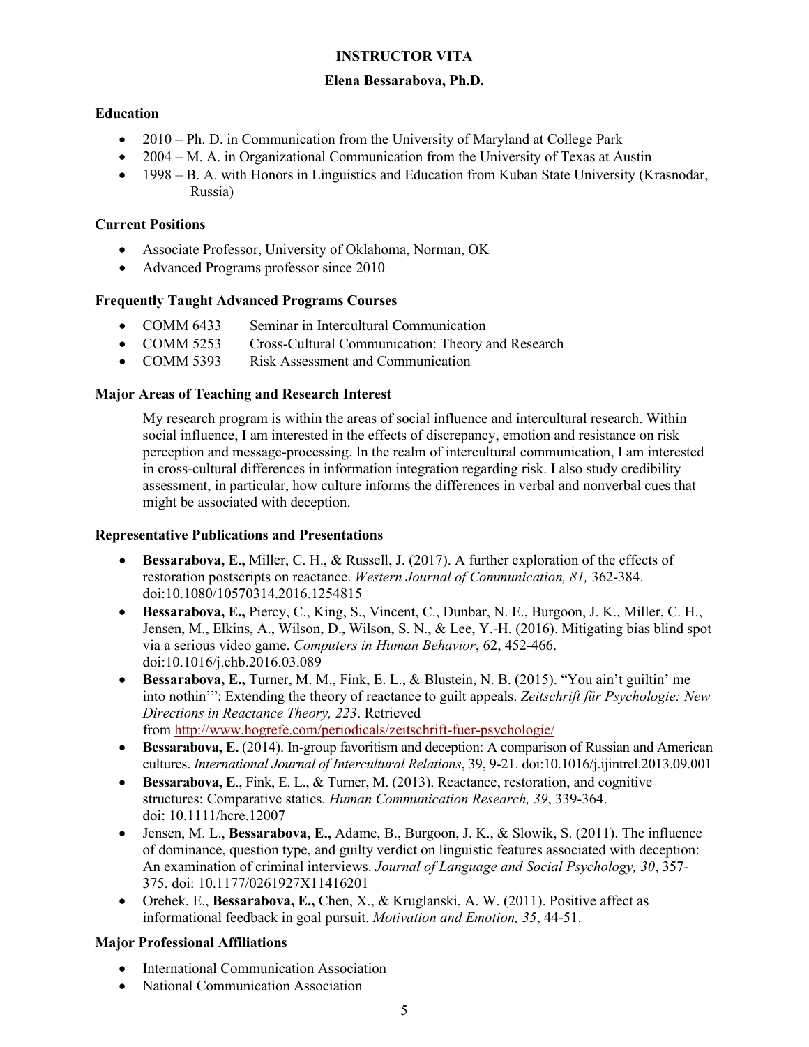**INSTRUCTOR VITA**

**Elena Bessarabova, Ph.D.**

**Education**

- 2010 – Ph. D. in Communication from the University of Maryland at College Park
- 2004 – M. A. in Organizational Communication from the University of Texas at Austin
- 1998 – B. A. with Honors in Linguistics and Education from Kuban State University (Krasnodar, Russia)

**Current Positions**

- Associate Professor, University of Oklahoma, Norman, OK
- Advanced Programs professor since 2010

**Frequently Taught Advanced Programs Courses**

- COMM 6433 Seminar in Intercultural Communication
- COMM 5253 Cross-Cultural Communication: Theory and Research
- COMM 5393 Risk Assessment and Communication

**Major Areas of Teaching and Research Interest**

My research program is within the areas of social influence and intercultural research. Within social influence, I am interested in the effects of discrepancy, emotion and resistance on risk perception and message-processing. In the realm of intercultural communication, I am interested in cross-cultural differences in information integration regarding risk. I also study credibility assessment, in particular, how culture informs the differences in verbal and nonverbal cues that might be associated with deception.

**Representative Publications and Presentations**

- **Bessarabova, E.,** Miller, C. H., & Russell, J. (2017). A further exploration of the effects of restoration postscripts on reactance. *Western Journal of Communication, 81,* 362-384. doi:10.1080/10570314.2016.1254815
- **Bessarabova, E.,** Piercy, C., King, S., Vincent, C., Dunbar, N. E., Burgoon, J. K., Miller, C. H., Jensen, M., Elkins, A., Wilson, D., Wilson, S. N., & Lee, Y.-H. (2016). Mitigating bias blind spot via a serious video game. *Computers in Human Behavior*, 62, 452-466. doi:10.1016/j.chb.2016.03.089
- **Bessarabova, E.,** Turner, M. M., Fink, E. L., & Blustein, N. B. (2015). "You ain't guiltin' me into nothin'": Extending the theory of reactance to guilt appeals. *Zeitschrift für Psychologie: New Directions in Reactance Theory, 223*. Retrieved from http://www.hogrefe.com/periodicals/zeitschrift-fuer-psychologie/
- **Bessarabova, E.** (2014). In-group favoritism and deception: A comparison of Russian and American cultures. *International Journal of Intercultural Relations*, 39, 9-21. doi:10.1016/j.ijintrel.2013.09.001
- **Bessarabova, E**., Fink, E. L., & Turner, M. (2013). Reactance, restoration, and cognitive structures: Comparative statics. *Human Communication Research, 39*, 339-364. doi: 10.1111/hcre.12007
- Jensen, M. L., **Bessarabova, E.,** Adame, B., Burgoon, J. K., & Slowik, S. (2011). The influence of dominance, question type, and guilty verdict on linguistic features associated with deception: An examination of criminal interviews. *Journal of Language and Social Psychology, 30*, 357-375. doi: 10.1177/0261927X11416201
- Orehek, E., **Bessarabova, E.,** Chen, X., & Kruglanski, A. W. (2011). Positive affect as informational feedback in goal pursuit. *Motivation and Emotion, 35*, 44-51.

**Major Professional Affiliations**

- International Communication Association
- National Communication Association